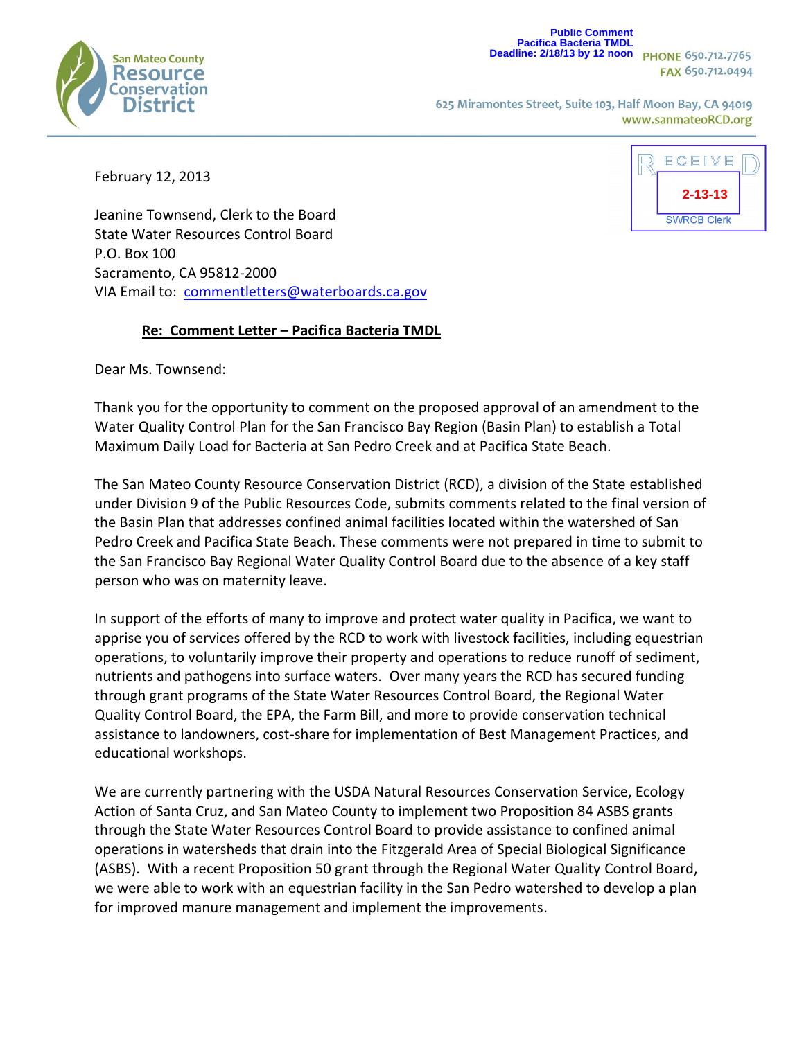San Mateo County
**Resource Conservation District**

Public Comment
Pacifica Bacteria TMDL
Deadline: 2/18/13 by 12 noon

PHONE 650.712.7765
FAX 650.712.0494

625 Miramontes Street, Suite 103, Half Moon Bay, CA 94019
www.sanmateoRCD.org

RECEIVED
2-13-13
SWRCB Clerk

February 12, 2013

Jeanine Townsend, Clerk to the Board
State Water Resources Control Board
P.O. Box 100
Sacramento, CA 95812-2000
VIA Email to: commentletters@waterboards.ca.gov

**Re: Comment Letter – Pacifica Bacteria TMDL**

Dear Ms. Townsend:

Thank you for the opportunity to comment on the proposed approval of an amendment to the Water Quality Control Plan for the San Francisco Bay Region (Basin Plan) to establish a Total Maximum Daily Load for Bacteria at San Pedro Creek and at Pacifica State Beach.

The San Mateo County Resource Conservation District (RCD), a division of the State established under Division 9 of the Public Resources Code, submits comments related to the final version of the Basin Plan that addresses confined animal facilities located within the watershed of San Pedro Creek and Pacifica State Beach. These comments were not prepared in time to submit to the San Francisco Bay Regional Water Quality Control Board due to the absence of a key staff person who was on maternity leave.

In support of the efforts of many to improve and protect water quality in Pacifica, we want to apprise you of services offered by the RCD to work with livestock facilities, including equestrian operations, to voluntarily improve their property and operations to reduce runoff of sediment, nutrients and pathogens into surface waters. Over many years the RCD has secured funding through grant programs of the State Water Resources Control Board, the Regional Water Quality Control Board, the EPA, the Farm Bill, and more to provide conservation technical assistance to landowners, cost-share for implementation of Best Management Practices, and educational workshops.

We are currently partnering with the USDA Natural Resources Conservation Service, Ecology Action of Santa Cruz, and San Mateo County to implement two Proposition 84 ASBS grants through the State Water Resources Control Board to provide assistance to confined animal operations in watersheds that drain into the Fitzgerald Area of Special Biological Significance (ASBS). With a recent Proposition 50 grant through the Regional Water Quality Control Board, we were able to work with an equestrian facility in the San Pedro watershed to develop a plan for improved manure management and implement the improvements.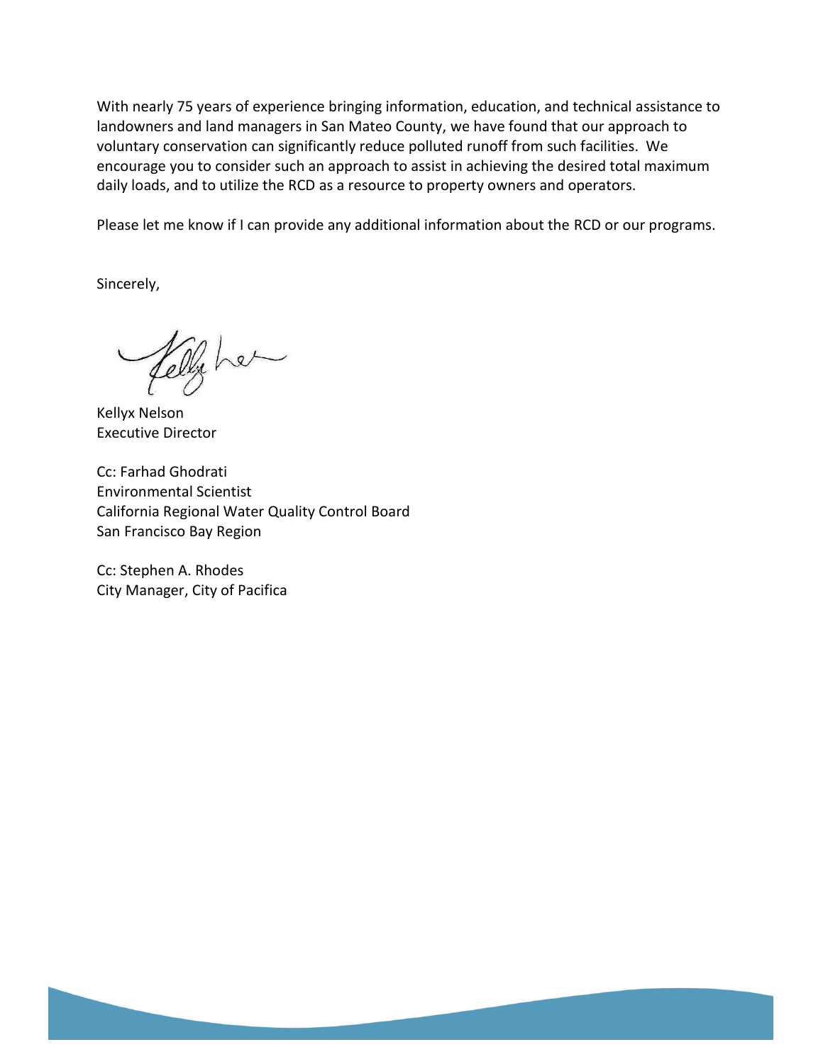With nearly 75 years of experience bringing information, education, and technical assistance to landowners and land managers in San Mateo County, we have found that our approach to voluntary conservation can significantly reduce polluted runoff from such facilities. We encourage you to consider such an approach to assist in achieving the desired total maximum daily loads, and to utilize the RCD as a resource to property owners and operators.

Please let me know if I can provide any additional information about the RCD or our programs.

Sincerely,

Kellyx Nelson
Executive Director

Cc: Farhad Ghodrati
Environmental Scientist
California Regional Water Quality Control Board
San Francisco Bay Region

Cc: Stephen A. Rhodes
City Manager, City of Pacifica